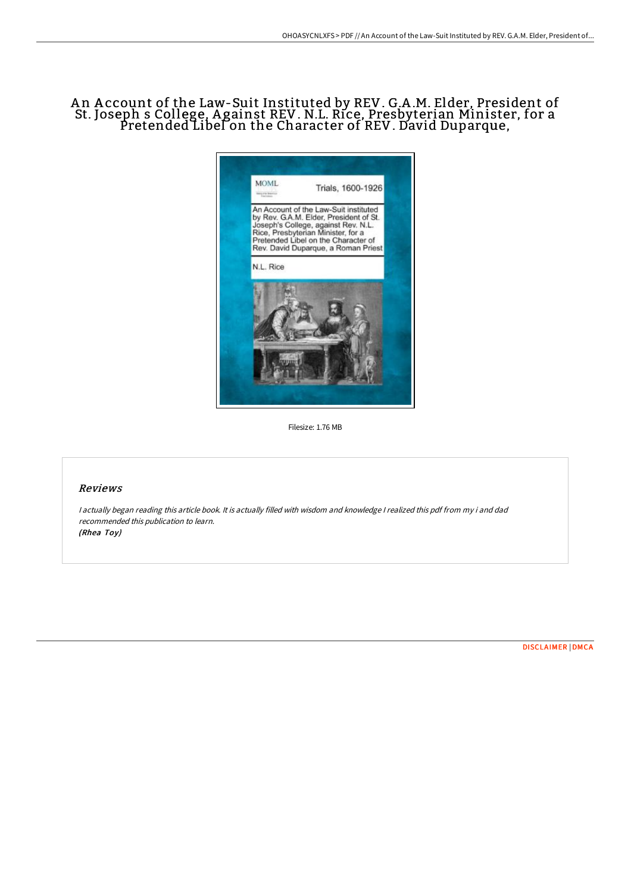# An Account of the Law-Suit Instituted by REV. G.A.M. Elder, President of St. Joseph s College, Against REV. N.L. Rice, Presbyterian Minister, for a Pretended Libel on the Character of REV. David Duparque,

Filesize: 1.76 MB

## Reviews

*I actually began reading this article book. It is actually filled with wisdom and knowledge I realized this pdf from my i and dad recommended this publication to learn.*
*(Rhea Toy)*

DISCLAIMER | DMCA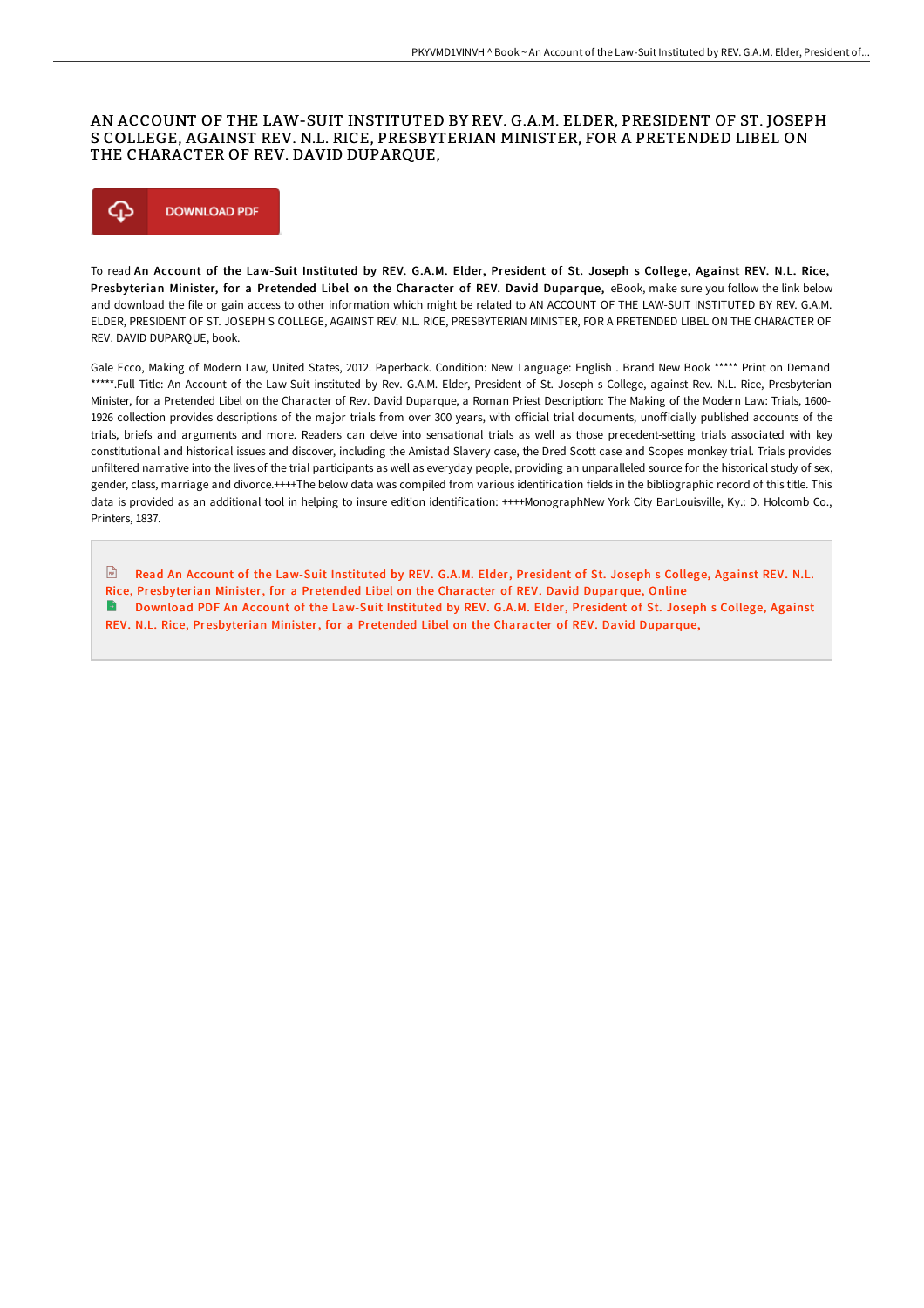# AN ACCOUNT OF THE LAW-SUIT INSTITUTED BY REV. G.A.M. ELDER, PRESIDENT OF ST. JOSEPH S COLLEGE, AGAINST REV. N.L. RICE, PRESBYTERIAN MINISTER, FOR A PRETENDED LIBEL ON THE CHARACTER OF REV. DAVID DUPARQUE,

DOWNLOAD PDF

To read **An Account of the Law-Suit Instituted by REV. G.A.M. Elder, President of St. Joseph s College, Against REV. N.L. Rice, Presbyterian Minister, for a Pretended Libel on the Character of REV. David Duparque,** eBook, make sure you follow the link below and download the file or gain access to other information which might be related to AN ACCOUNT OF THE LAW-SUIT INSTITUTED BY REV. G.A.M. ELDER, PRESIDENT OF ST. JOSEPH S COLLEGE, AGAINST REV. N.L. RICE, PRESBYTERIAN MINISTER, FOR A PRETENDED LIBEL ON THE CHARACTER OF REV. DAVID DUPARQUE, book.

Gale Ecco, Making of Modern Law, United States, 2012. Paperback. Condition: New. Language: English . Brand New Book ***** Print on Demand *****.Full Title: An Account of the Law-Suit instituted by Rev. G.A.M. Elder, President of St. Joseph s College, against Rev. N.L. Rice, Presbyterian Minister, for a Pretended Libel on the Character of Rev. David Duparque, a Roman Priest Description: The Making of the Modern Law: Trials, 1600-1926 collection provides descriptions of the major trials from over 300 years, with official trial documents, unofficially published accounts of the trials, briefs and arguments and more. Readers can delve into sensational trials as well as those precedent-setting trials associated with key constitutional and historical issues and discover, including the Amistad Slavery case, the Dred Scott case and Scopes monkey trial. Trials provides unfiltered narrative into the lives of the trial participants as well as everyday people, providing an unparalleled source for the historical study of sex, gender, class, marriage and divorce.++++The below data was compiled from various identification fields in the bibliographic record of this title. This data is provided as an additional tool in helping to insure edition identification: ++++MonographNew York City BarLouisville, Ky.: D. Holcomb Co., Printers, 1837.

Read An Account of the Law-Suit Instituted by REV. G.A.M. Elder, President of St. Joseph s College, Against REV. N.L. Rice, Presbyterian Minister, for a Pretended Libel on the Character of REV. David Duparque, Online

Download PDF An Account of the Law-Suit Instituted by REV. G.A.M. Elder, President of St. Joseph s College, Against REV. N.L. Rice, Presbyterian Minister, for a Pretended Libel on the Character of REV. David Duparque,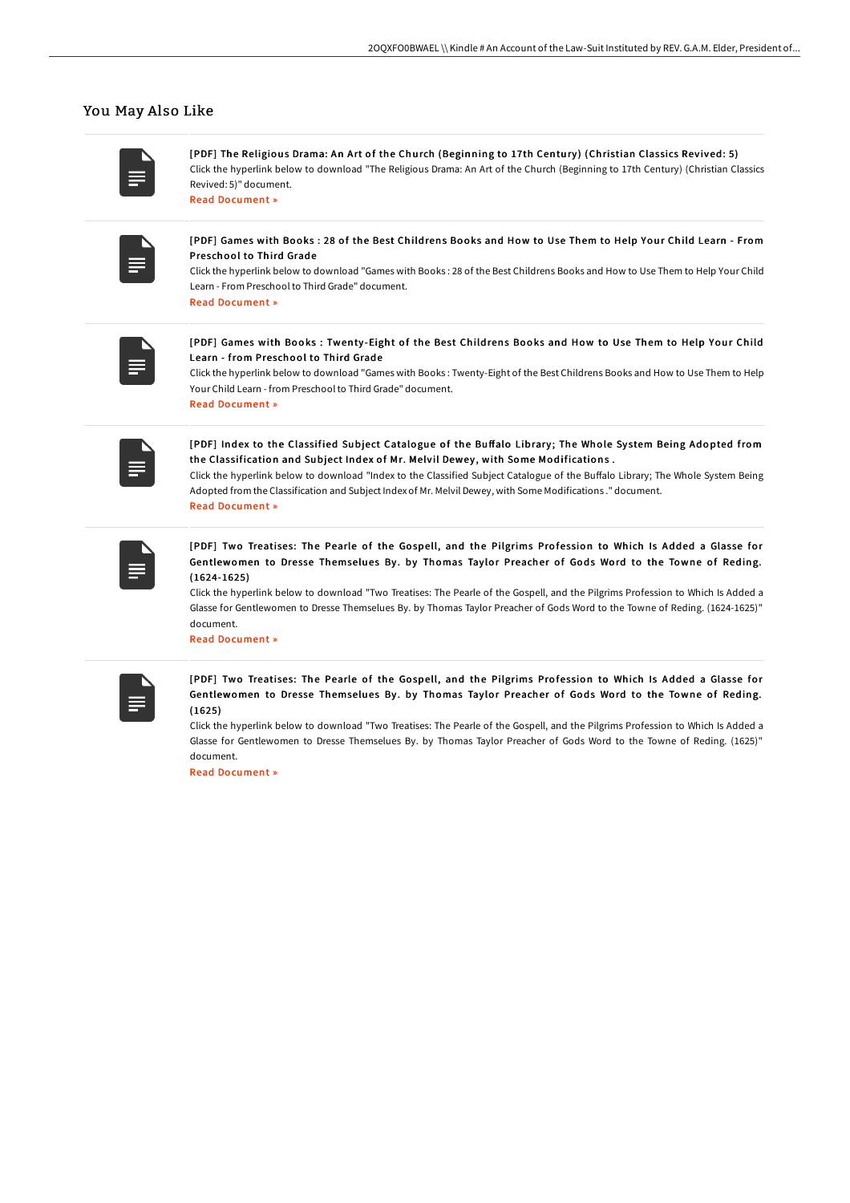## You May Also Like

**[PDF] The Religious Drama: An Art of the Church (Beginning to 17th Century) (Christian Classics Revived: 5)**

Click the hyperlink below to download "The Religious Drama: An Art of the Church (Beginning to 17th Century) (Christian Classics Revived: 5)" document.

Read Document »

**[PDF] Games with Books : 28 of the Best Childrens Books and How to Use Them to Help Your Child Learn - From Preschool to Third Grade**

Click the hyperlink below to download "Games with Books : 28 of the Best Childrens Books and How to Use Them to Help Your Child Learn - From Preschool to Third Grade" document.

Read Document »

**[PDF] Games with Books : Twenty-Eight of the Best Childrens Books and How to Use Them to Help Your Child Learn - from Preschool to Third Grade**

Click the hyperlink below to download "Games with Books : Twenty-Eight of the Best Childrens Books and How to Use Them to Help Your Child Learn - from Preschool to Third Grade" document.

Read Document »

**[PDF] Index to the Classified Subject Catalogue of the Buffalo Library; The Whole System Being Adopted from the Classification and Subject Index of Mr. Melvil Dewey, with Some Modifications .**

Click the hyperlink below to download "Index to the Classified Subject Catalogue of the Buffalo Library; The Whole System Being Adopted from the Classification and Subject Index of Mr. Melvil Dewey, with Some Modifications ." document.

Read Document »

**[PDF] Two Treatises: The Pearle of the Gospell, and the Pilgrims Profession to Which Is Added a Glasse for Gentlewomen to Dresse Themselues By. by Thomas Taylor Preacher of Gods Word to the Towne of Reding. (1624-1625)**

Click the hyperlink below to download "Two Treatises: The Pearle of the Gospell, and the Pilgrims Profession to Which Is Added a Glasse for Gentlewomen to Dresse Themselues By. by Thomas Taylor Preacher of Gods Word to the Towne of Reding. (1624-1625)" document.

Read Document »

**[PDF] Two Treatises: The Pearle of the Gospell, and the Pilgrims Profession to Which Is Added a Glasse for Gentlewomen to Dresse Themselues By. by Thomas Taylor Preacher of Gods Word to the Towne of Reding. (1625)**

Click the hyperlink below to download "Two Treatises: The Pearle of the Gospell, and the Pilgrims Profession to Which Is Added a Glasse for Gentlewomen to Dresse Themselues By. by Thomas Taylor Preacher of Gods Word to the Towne of Reding. (1625)" document.

Read Document »